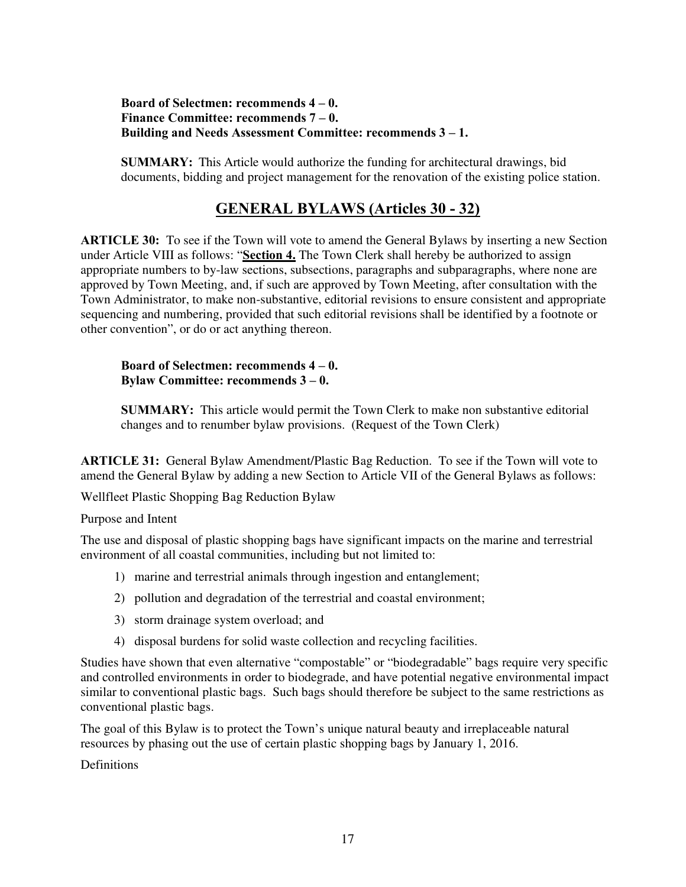**Board of Selectmen: recommends 4 – 0.**
**Finance Committee: recommends 7 – 0.**
**Building and Needs Assessment Committee: recommends 3 – 1.**

**SUMMARY:** This Article would authorize the funding for architectural drawings, bid documents, bidding and project management for the renovation of the existing police station.

## GENERAL BYLAWS (Articles 30 - 32)

**ARTICLE 30:** To see if the Town will vote to amend the General Bylaws by inserting a new Section under Article VIII as follows: "**Section 4.** The Town Clerk shall hereby be authorized to assign appropriate numbers to by-law sections, subsections, paragraphs and subparagraphs, where none are approved by Town Meeting, and, if such are approved by Town Meeting, after consultation with the Town Administrator, to make non-substantive, editorial revisions to ensure consistent and appropriate sequencing and numbering, provided that such editorial revisions shall be identified by a footnote or other convention", or do or act anything thereon.

**Board of Selectmen: recommends 4 – 0.**
**Bylaw Committee: recommends 3 – 0.**

**SUMMARY:** This article would permit the Town Clerk to make non substantive editorial changes and to renumber bylaw provisions. (Request of the Town Clerk)

**ARTICLE 31:** General Bylaw Amendment/Plastic Bag Reduction. To see if the Town will vote to amend the General Bylaw by adding a new Section to Article VII of the General Bylaws as follows:

Wellfleet Plastic Shopping Bag Reduction Bylaw

Purpose and Intent

The use and disposal of plastic shopping bags have significant impacts on the marine and terrestrial environment of all coastal communities, including but not limited to:

1) marine and terrestrial animals through ingestion and entanglement;
2) pollution and degradation of the terrestrial and coastal environment;
3) storm drainage system overload; and
4) disposal burdens for solid waste collection and recycling facilities.

Studies have shown that even alternative "compostable" or "biodegradable" bags require very specific and controlled environments in order to biodegrade, and have potential negative environmental impact similar to conventional plastic bags. Such bags should therefore be subject to the same restrictions as conventional plastic bags.

The goal of this Bylaw is to protect the Town's unique natural beauty and irreplaceable natural resources by phasing out the use of certain plastic shopping bags by January 1, 2016.

Definitions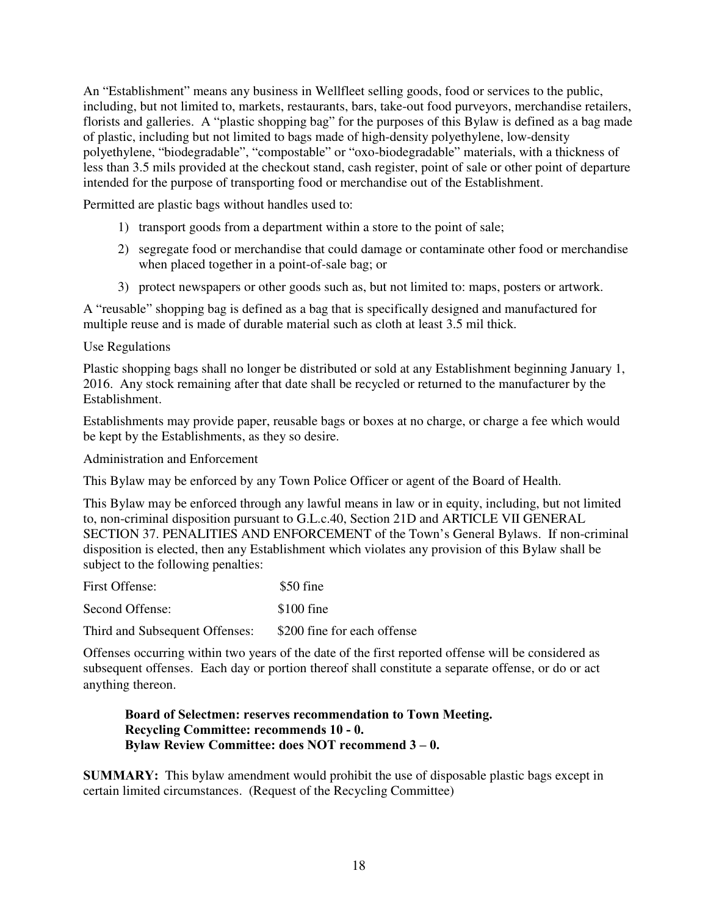An “Establishment” means any business in Wellfleet selling goods, food or services to the public, including, but not limited to, markets, restaurants, bars, take-out food purveyors, merchandise retailers, florists and galleries. A “plastic shopping bag” for the purposes of this Bylaw is defined as a bag made of plastic, including but not limited to bags made of high-density polyethylene, low-density polyethylene, “biodegradable”, “compostable” or “oxo-biodegradable” materials, with a thickness of less than 3.5 mils provided at the checkout stand, cash register, point of sale or other point of departure intended for the purpose of transporting food or merchandise out of the Establishment.

Permitted are plastic bags without handles used to:

1) transport goods from a department within a store to the point of sale;
2) segregate food or merchandise that could damage or contaminate other food or merchandise when placed together in a point-of-sale bag; or
3) protect newspapers or other goods such as, but not limited to: maps, posters or artwork.

A “reusable” shopping bag is defined as a bag that is specifically designed and manufactured for multiple reuse and is made of durable material such as cloth at least 3.5 mil thick.

Use Regulations

Plastic shopping bags shall no longer be distributed or sold at any Establishment beginning January 1, 2016. Any stock remaining after that date shall be recycled or returned to the manufacturer by the Establishment.

Establishments may provide paper, reusable bags or boxes at no charge, or charge a fee which would be kept by the Establishments, as they so desire.

Administration and Enforcement

This Bylaw may be enforced by any Town Police Officer or agent of the Board of Health.

This Bylaw may be enforced through any lawful means in law or in equity, including, but not limited to, non-criminal disposition pursuant to G.L.c.40, Section 21D and ARTICLE VII GENERAL SECTION 37. PENALITIES AND ENFORCEMENT of the Town’s General Bylaws. If non-criminal disposition is elected, then any Establishment which violates any provision of this Bylaw shall be subject to the following penalties:

| | |
|---|---|
| First Offense: | $50 fine |
| Second Offense: | $100 fine |
| Third and Subsequent Offenses: | $200 fine for each offense |

Offenses occurring within two years of the date of the first reported offense will be considered as subsequent offenses. Each day or portion thereof shall constitute a separate offense, or do or act anything thereon.

**Board of Selectmen: reserves recommendation to Town Meeting.**
**Recycling Committee: recommends 10 - 0.**
**Bylaw Review Committee: does NOT recommend 3 – 0.**

**SUMMARY:** This bylaw amendment would prohibit the use of disposable plastic bags except in certain limited circumstances. (Request of the Recycling Committee)